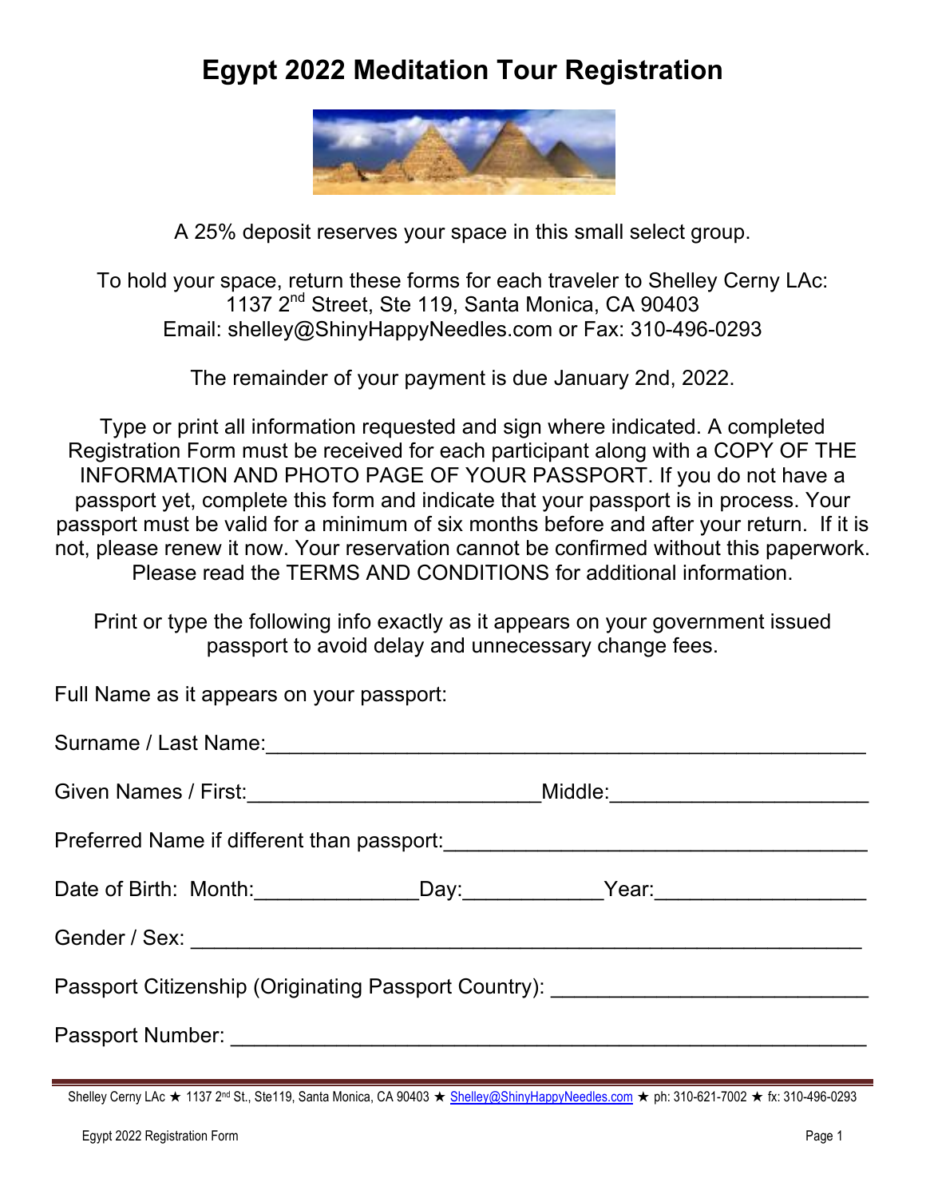# Egypt 2022 Meditation Tour Registration

A 25% deposit reserves your space in this small select group.

To hold your space, return these forms for each traveler to Shelley Cerny LAc:
1137 2nd Street, Ste 119, Santa Monica, CA 90403
Email: shelley@ShinyHappyNeedles.com or Fax: 310-496-0293

The remainder of your payment is due January 2nd, 2022.

Type or print all information requested and sign where indicated. A completed Registration Form must be received for each participant along with a COPY OF THE INFORMATION AND PHOTO PAGE OF YOUR PASSPORT. If you do not have a passport yet, complete this form and indicate that your passport is in process. Your passport must be valid for a minimum of six months before and after your return. If it is not, please renew it now. Your reservation cannot be confirmed without this paperwork. Please read the TERMS AND CONDITIONS for additional information.

Print or type the following info exactly as it appears on your government issued passport to avoid delay and unnecessary change fees.

Full Name as it appears on your passport:

Surname / Last Name:_______________________________________________

Given Names / First:________________________Middle:_____________________

Preferred Name if different than passport:___________________________________

Date of Birth: Month:______________Day:____________Year:_________________

Gender / Sex: _______________________________________________________

Passport Citizenship (Originating Passport Country): __________________________

Passport Number: ____________________________________________________

Shelley Cerny LAc ★ 1137 2nd St., Ste119, Santa Monica, CA 90403 ★ Shelley@ShinyHappyNeedles.com ★ ph: 310-621-7002 ★ fx: 310-496-0293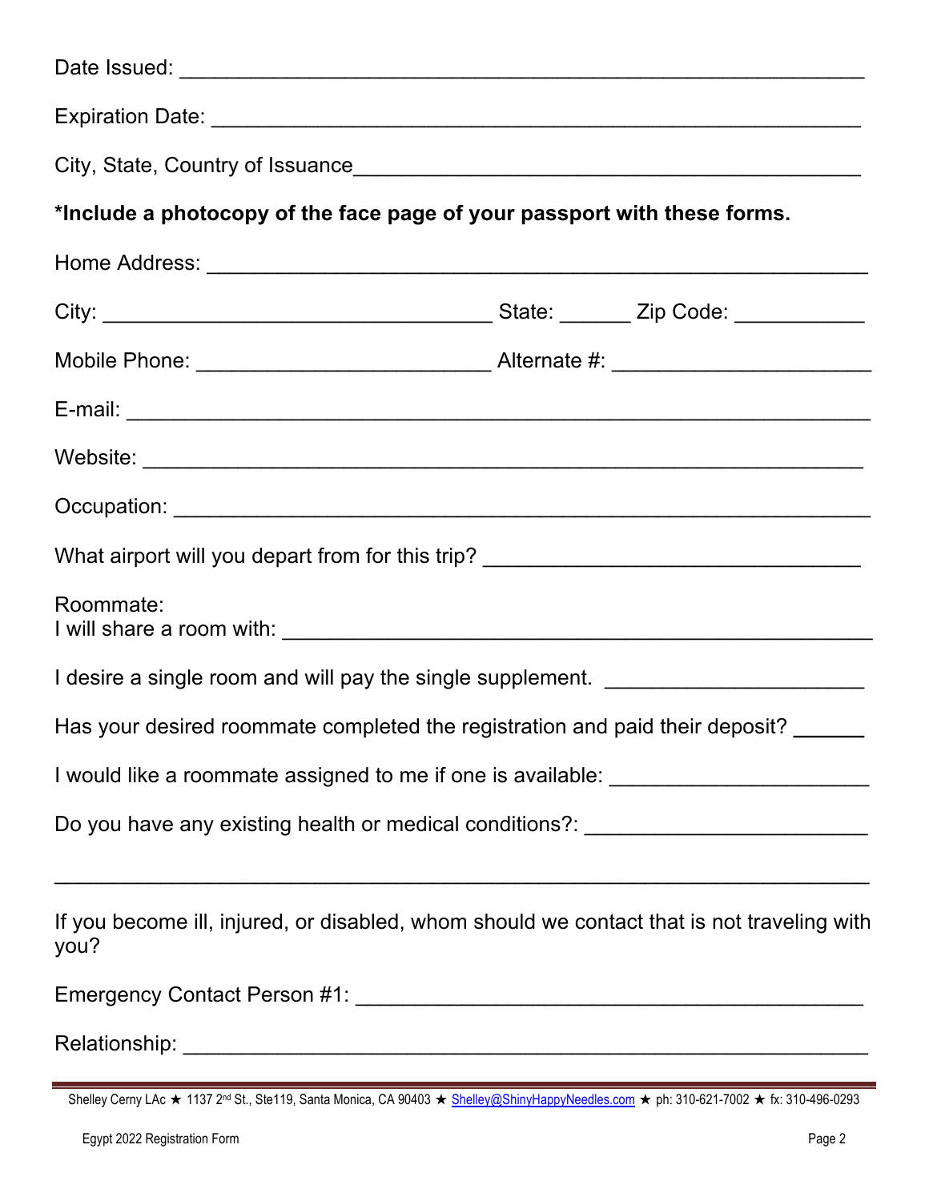Date Issued: ____________________________________________________

Expiration Date: _________________________________________________

City, State, Country of Issuance____________________________________

**\*Include a photocopy of the face page of your passport with these forms.**

Home Address: ___________________________________________________

City: _______________________________ State: ______ Zip Code: ___________

Mobile Phone: _______________________ Alternate #: _____________________

E-mail: __________________________________________________________

Website: _________________________________________________________

Occupation: ______________________________________________________

What airport will you depart from for this trip? ______________________________

Roommate:
I will share a room with: ___________________________________________

I desire a single room and will pay the single supplement. _____________________

Has your desired roommate completed the registration and paid their deposit? ______

I would like a roommate assigned to me if one is available: ____________________

Do you have any existing health or medical conditions?: _______________________

___________________________________________________________________

If you become ill, injured, or disabled, whom should we contact that is not traveling with you?

Emergency Contact Person #1: ______________________________________

Relationship: _____________________________________________________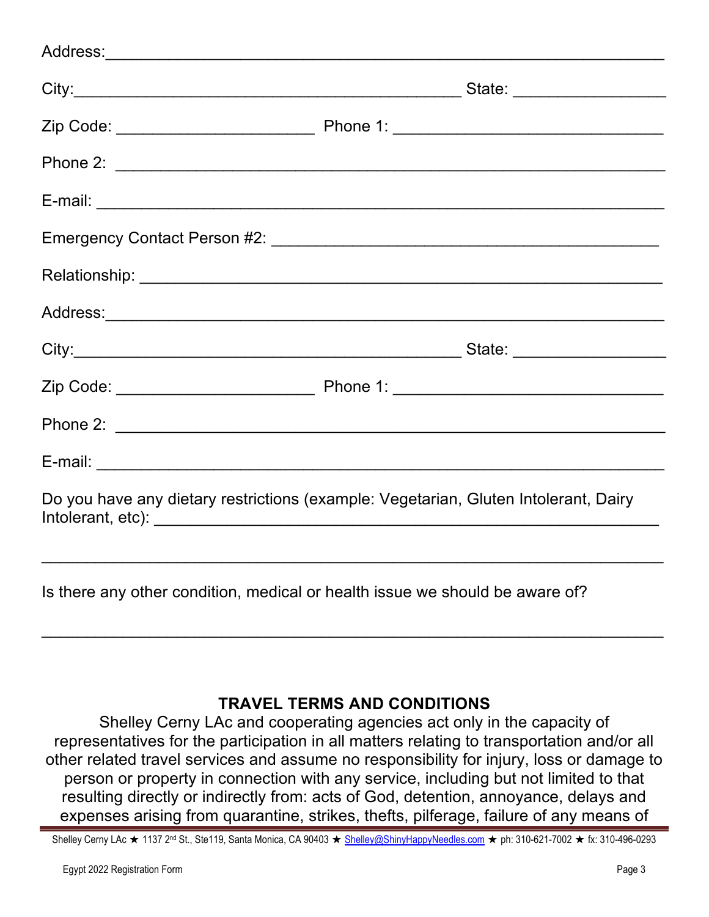Address:_______________________________________________________________

City:_____________________________________________ State: _________________

Zip Code: ______________________ Phone 1: ______________________________

Phone 2: ______________________________________________________________

E-mail: ________________________________________________________________

Emergency Contact Person #2: ___________________________________________

Relationship: ____________________________________________________________

Address:_______________________________________________________________

City:_____________________________________________ State: _________________

Zip Code: ______________________ Phone 1: ______________________________

Phone 2: ______________________________________________________________

E-mail: ________________________________________________________________

Do you have any dietary restrictions (example: Vegetarian, Gluten Intolerant, Dairy Intolerant, etc): ___________________________________________________________

_________________________________________________________________________

Is there any other condition, medical or health issue we should be aware of?

_________________________________________________________________________

### TRAVEL TERMS AND CONDITIONS

Shelley Cerny LAc and cooperating agencies act only in the capacity of representatives for the participation in all matters relating to transportation and/or all other related travel services and assume no responsibility for injury, loss or damage to person or property in connection with any service, including but not limited to that resulting directly or indirectly from: acts of God, detention, annoyance, delays and expenses arising from quarantine, strikes, thefts, pilferage, failure of any means of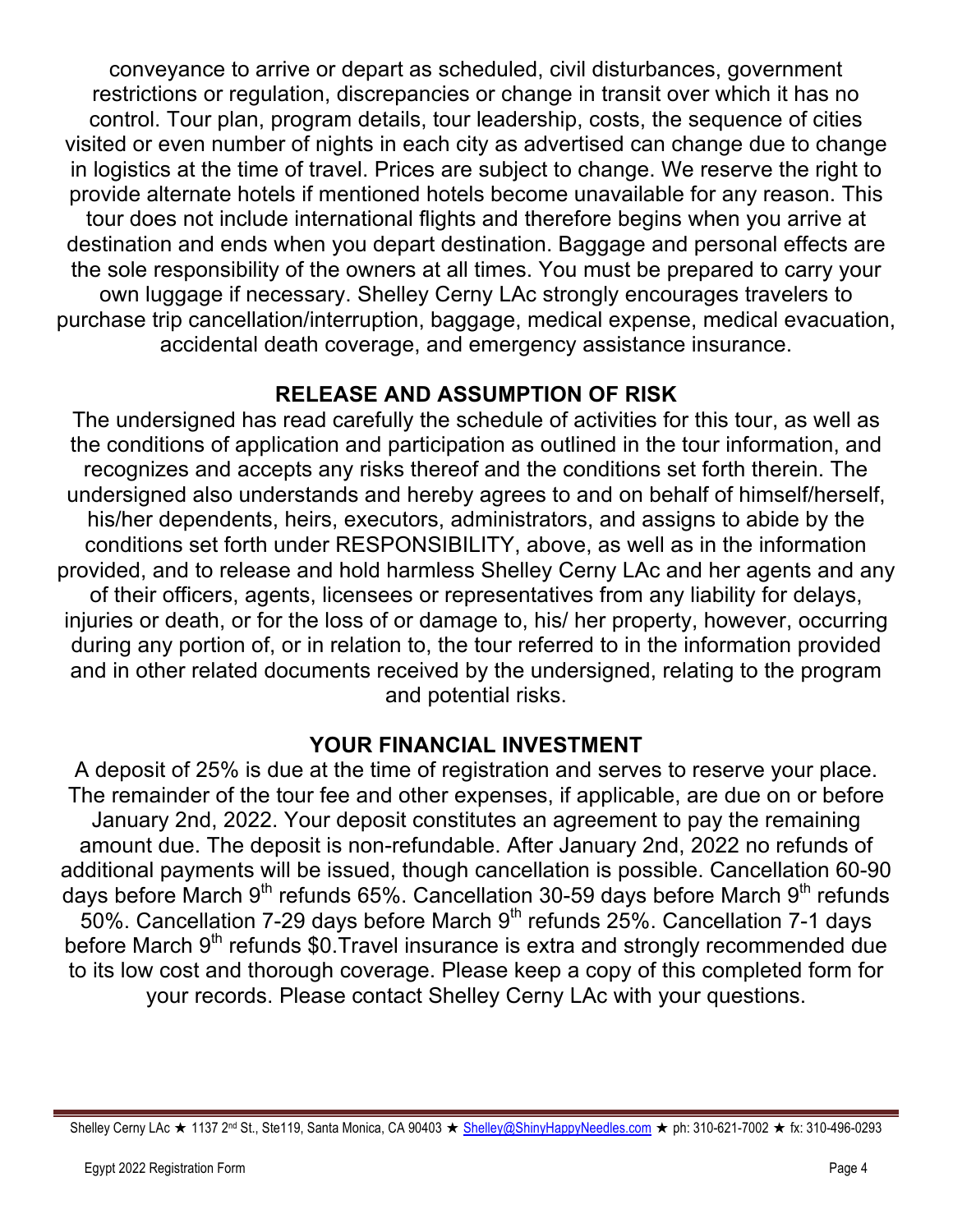conveyance to arrive or depart as scheduled, civil disturbances, government restrictions or regulation, discrepancies or change in transit over which it has no control. Tour plan, program details, tour leadership, costs, the sequence of cities visited or even number of nights in each city as advertised can change due to change in logistics at the time of travel. Prices are subject to change. We reserve the right to provide alternate hotels if mentioned hotels become unavailable for any reason. This tour does not include international flights and therefore begins when you arrive at destination and ends when you depart destination. Baggage and personal effects are the sole responsibility of the owners at all times. You must be prepared to carry your own luggage if necessary. Shelley Cerny LAc strongly encourages travelers to purchase trip cancellation/interruption, baggage, medical expense, medical evacuation, accidental death coverage, and emergency assistance insurance.

## RELEASE AND ASSUMPTION OF RISK

The undersigned has read carefully the schedule of activities for this tour, as well as the conditions of application and participation as outlined in the tour information, and recognizes and accepts any risks thereof and the conditions set forth therein. The undersigned also understands and hereby agrees to and on behalf of himself/herself, his/her dependents, heirs, executors, administrators, and assigns to abide by the conditions set forth under RESPONSIBILITY, above, as well as in the information provided, and to release and hold harmless Shelley Cerny LAc and her agents and any of their officers, agents, licensees or representatives from any liability for delays, injuries or death, or for the loss of or damage to, his/ her property, however, occurring during any portion of, or in relation to, the tour referred to in the information provided and in other related documents received by the undersigned, relating to the program and potential risks.

## YOUR FINANCIAL INVESTMENT

A deposit of 25% is due at the time of registration and serves to reserve your place. The remainder of the tour fee and other expenses, if applicable, are due on or before January 2nd, 2022. Your deposit constitutes an agreement to pay the remaining amount due. The deposit is non-refundable. After January 2nd, 2022 no refunds of additional payments will be issued, though cancellation is possible. Cancellation 60-90 days before March 9th refunds 65%. Cancellation 30-59 days before March 9th refunds 50%. Cancellation 7-29 days before March 9th refunds 25%. Cancellation 7-1 days before March 9th refunds $0.Travel insurance is extra and strongly recommended due to its low cost and thorough coverage. Please keep a copy of this completed form for your records. Please contact Shelley Cerny LAc with your questions.

Shelley Cerny LAc ★ 1137 2nd St., Ste119, Santa Monica, CA 90403 ★ Shelley@ShinyHappyNeedles.com ★ ph: 310-621-7002 ★ fx: 310-496-0293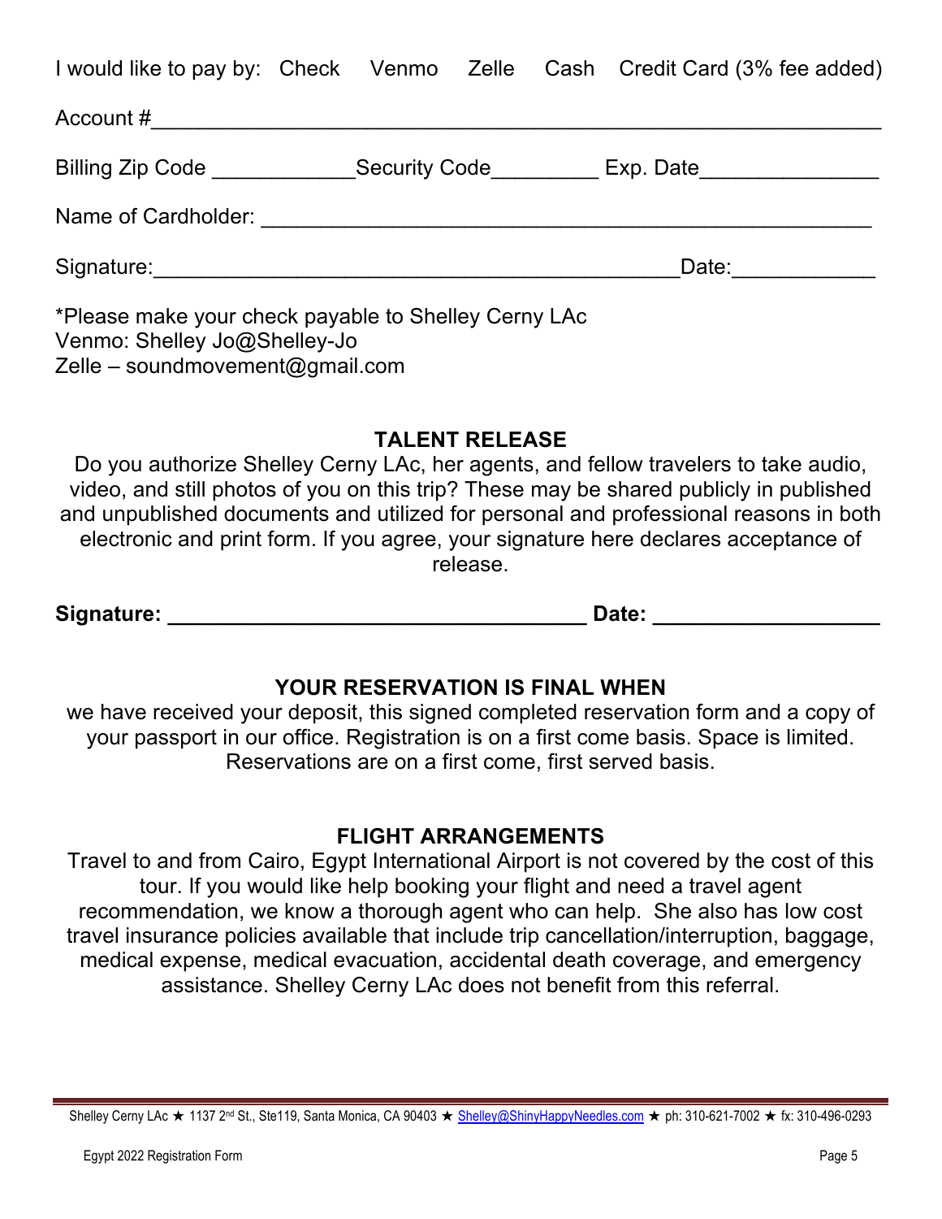I would like to pay by: Check Venmo Zelle Cash Credit Card (3% fee added)

Account #_______________________________________________________

Billing Zip Code ____________Security Code_________ Exp. Date_______________

Name of Cardholder: ____________________________________________

Signature:____________________________________________Date:____________

*Please make your check payable to Shelley Cerny LAc
Venmo: Shelley Jo@Shelley-Jo
Zelle – soundmovement@gmail.com

## TALENT RELEASE

Do you authorize Shelley Cerny LAc, her agents, and fellow travelers to take audio, video, and still photos of you on this trip? These may be shared publicly in published and unpublished documents and utilized for personal and professional reasons in both electronic and print form. If you agree, your signature here declares acceptance of release.

**Signature: ___________________________________ Date: ___________________**

## YOUR RESERVATION IS FINAL WHEN

we have received your deposit, this signed completed reservation form and a copy of your passport in our office. Registration is on a first come basis. Space is limited. Reservations are on a first come, first served basis.

## FLIGHT ARRANGEMENTS

Travel to and from Cairo, Egypt International Airport is not covered by the cost of this tour. If you would like help booking your flight and need a travel agent recommendation, we know a thorough agent who can help. She also has low cost travel insurance policies available that include trip cancellation/interruption, baggage, medical expense, medical evacuation, accidental death coverage, and emergency assistance. Shelley Cerny LAc does not benefit from this referral.

Shelley Cerny LAc ★ 1137 2nd St., Ste119, Santa Monica, CA 90403 ★ Shelley@ShinyHappyNeedles.com ★ ph: 310-621-7002 ★ fx: 310-496-0293